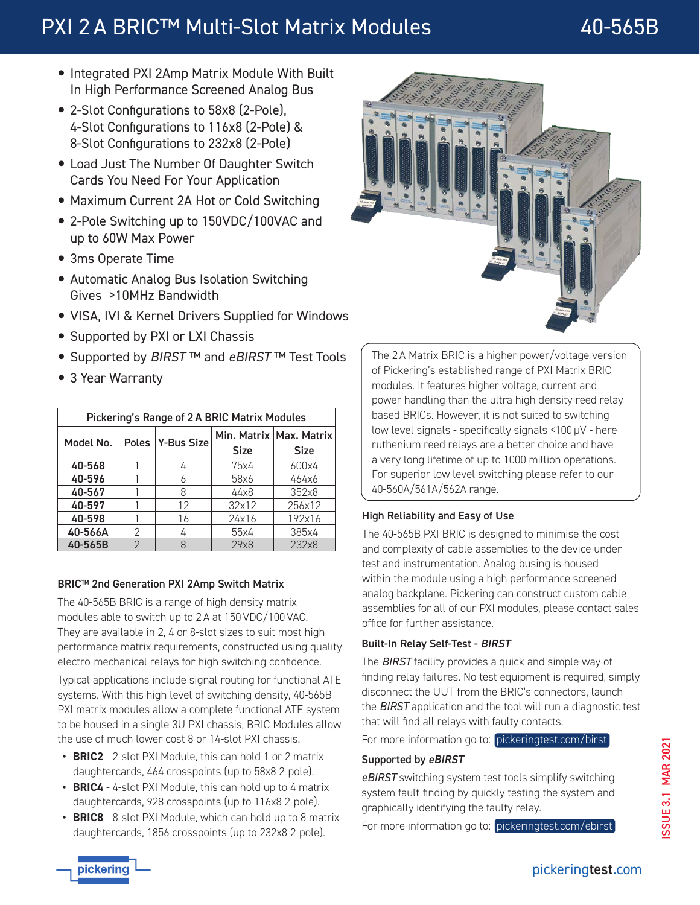# PXI 2 A BRIC™ Multi-Slot Matrix Modules

## 40-565B

- Integrated PXI 2Amp Matrix Module With Built In High Performance Screened Analog Bus
- 2-Slot Configurations to 58x8 (2-Pole), 4-Slot Configurations to 116x8 (2-Pole) & 8-Slot Configurations to 232x8 (2-Pole)
- Load Just The Number Of Daughter Switch Cards You Need For Your Application
- Maximum Current 2A Hot or Cold Switching
- 2-Pole Switching up to 150VDC/100VAC and up to 60W Max Power
- 3ms Operate Time
- Automatic Analog Bus Isolation Switching Gives >10MHz Bandwidth
- VISA, IVI & Kernel Drivers Supplied for Windows
- Supported by PXI or LXI Chassis
- Supported by *BIRST* ™ and *eBIRST* ™ Test Tools
- 3 Year Warranty

| Pickering's Range of 2 A BRIC Matrix Modules | | | | |
|---|---|---|---|---|
| **Model No.** | **Poles** | **Y-Bus Size** | **Min. Matrix Size** | **Max. Matrix Size** |
| **40-568** | 1 | 4 | 75x4 | 600x4 |
| **40-596** | 1 | 6 | 58x6 | 464x6 |
| **40-567** | 1 | 8 | 44x8 | 352x8 |
| **40-597** | 1 | 12 | 32x12 | 256x12 |
| **40-598** | 1 | 16 | 24x16 | 192x16 |
| **40-566A** | 2 | 4 | 55x4 | 385x4 |
| **40-565B** | 2 | 8 | 29x8 | 232x8 |

### BRIC™ 2nd Generation PXI 2Amp Switch Matrix

The 40-565B BRIC is a range of high density matrix modules able to switch up to 2 A at 150 VDC/100 VAC. They are available in 2, 4 or 8-slot sizes to suit most high performance matrix requirements, constructed using quality electro-mechanical relays for high switching confidence.

Typical applications include signal routing for functional ATE systems. With this high level of switching density, 40-565B PXI matrix modules allow a complete functional ATE system to be housed in a single 3U PXI chassis, BRIC Modules allow the use of much lower cost 8 or 14-slot PXI chassis.

- **BRIC2** - 2-slot PXI Module, this can hold 1 or 2 matrix daughtercards, 464 crosspoints (up to 58x8 2-pole).
- **BRIC4** - 4-slot PXI Module, this can hold up to 4 matrix daughtercards, 928 crosspoints (up to 116x8 2-pole).
- **BRIC8** - 8-slot PXI Module, which can hold up to 8 matrix daughtercards, 1856 crosspoints (up to 232x8 2-pole).

The 2 A Matrix BRIC is a higher power/voltage version of Pickering's established range of PXI Matrix BRIC modules. It features higher voltage, current and power handling than the ultra high density reed relay based BRICs. However, it is not suited to switching low level signals - specifically signals <100 µV - here ruthenium reed relays are a better choice and have a very long lifetime of up to 1000 million operations. For superior low level switching please refer to our 40-560A/561A/562A range.

### High Reliability and Easy of Use

The 40-565B PXI BRIC is designed to minimise the cost and complexity of cable assemblies to the device under test and instrumentation. Analog busing is housed within the module using a high performance screened analog backplane. Pickering can construct custom cable assemblies for all of our PXI modules, please contact sales office for further assistance.

### Built-In Relay Self-Test - *BIRST*

The *BIRST* facility provides a quick and simple way of finding relay failures. No test equipment is required, simply disconnect the UUT from the BRIC's connectors, launch the *BIRST* application and the tool will run a diagnostic test that will find all relays with faulty contacts.

For more information go to: pickeringtest.com/birst

### Supported by *eBIRST*

*eBIRST* switching system test tools simplify switching system fault-finding by quickly testing the system and graphically identifying the faulty relay.

For more information go to: pickeringtest.com/ebirst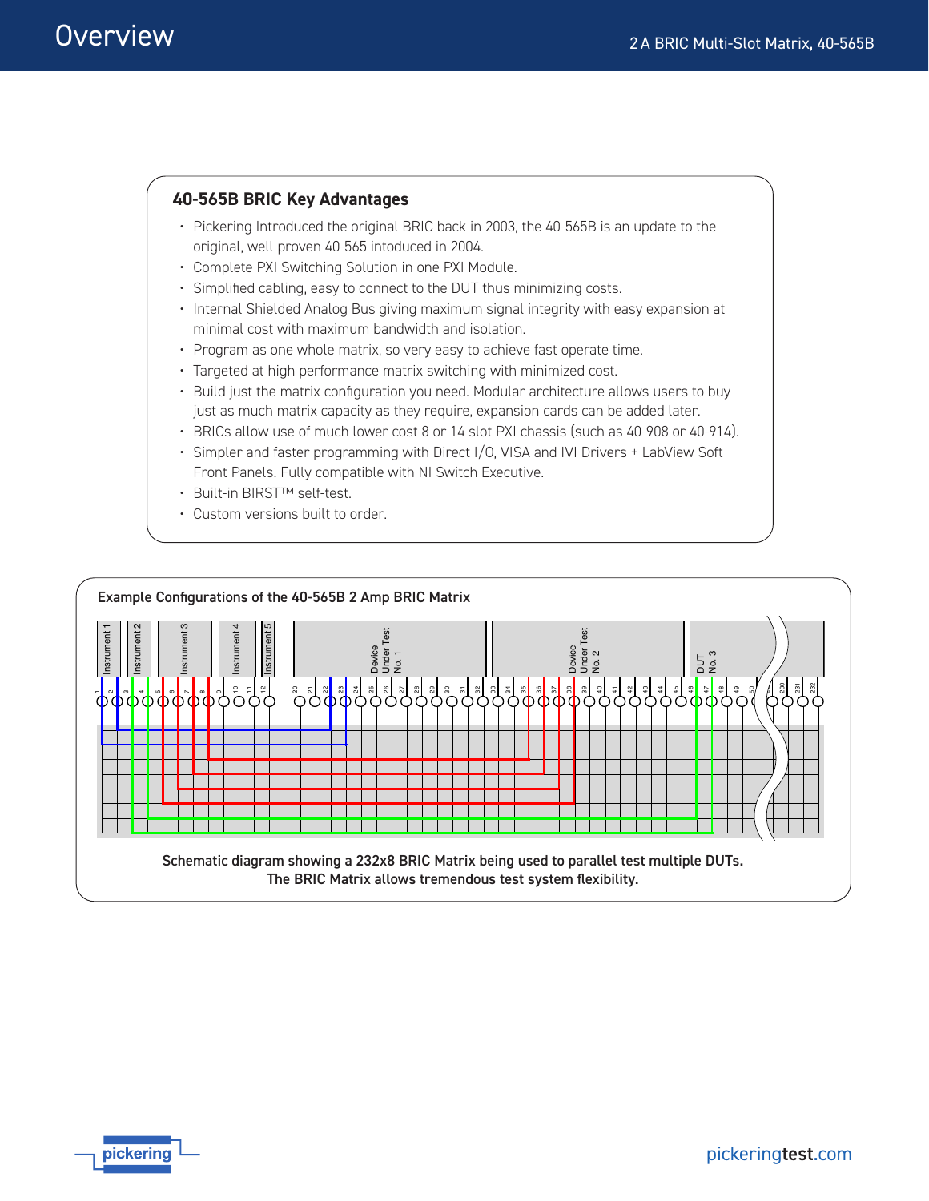## 40-565B BRIC Key Advantages

- Pickering Introduced the original BRIC back in 2003, the 40-565B is an update to the original, well proven 40-565 intoduced in 2004.
- Complete PXI Switching Solution in one PXI Module.
- Simplified cabling, easy to connect to the DUT thus minimizing costs.
- Internal Shielded Analog Bus giving maximum signal integrity with easy expansion at minimal cost with maximum bandwidth and isolation.
- Program as one whole matrix, so very easy to achieve fast operate time.
- Targeted at high performance matrix switching with minimized cost.
- Build just the matrix configuration you need. Modular architecture allows users to buy just as much matrix capacity as they require, expansion cards can be added later.
- BRICs allow use of much lower cost 8 or 14 slot PXI chassis (such as 40-908 or 40-914).
- Simpler and faster programming with Direct I/O, VISA and IVI Drivers + LabView Soft Front Panels. Fully compatible with NI Switch Executive.
- Built-in BIRST™ self-test.
- Custom versions built to order.

## Example Configurations of the 40-565B 2 Amp BRIC Matrix

Schematic diagram showing a 232x8 BRIC Matrix being used to parallel test multiple DUTs.
The BRIC Matrix allows tremendous test system flexibility.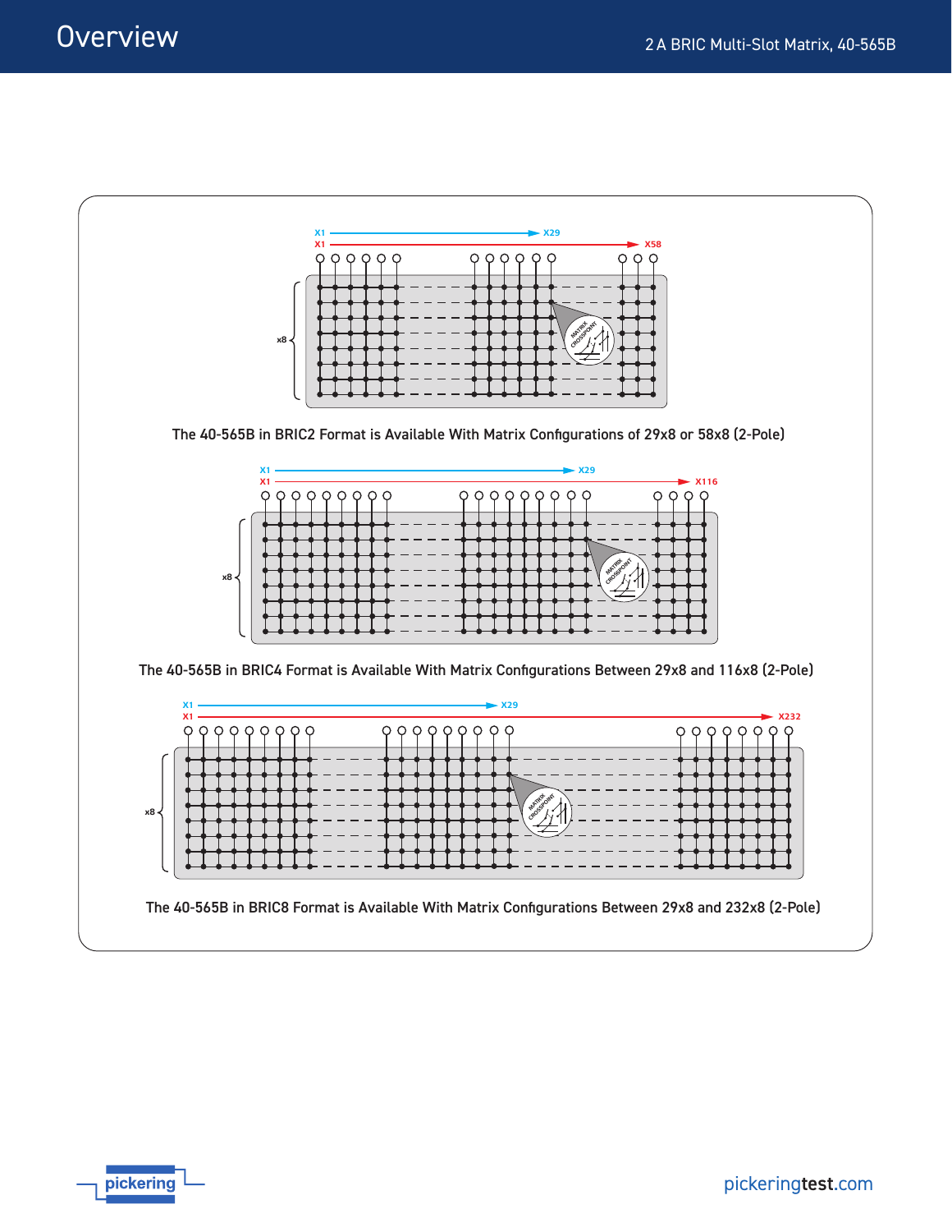# Overview

The 40-565B in BRIC2 Format is Available With Matrix Configurations of 29x8 or 58x8 (2-Pole)

The 40-565B in BRIC4 Format is Available With Matrix Configurations Between 29x8 and 116x8 (2-Pole)

The 40-565B in BRIC8 Format is Available With Matrix Configurations Between 29x8 and 232x8 (2-Pole)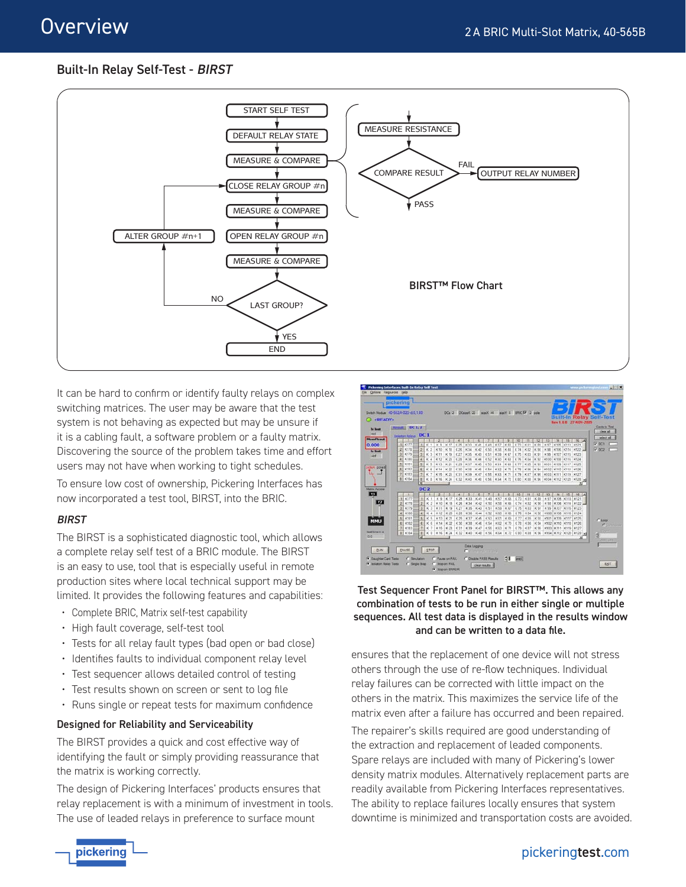## Built-In Relay Self-Test - *BIRST*

BIRST™ Flow Chart

It can be hard to confirm or identify faulty relays on complex switching matrices. The user may be aware that the test system is not behaving as expected but may be unsure if it is a cabling fault, a software problem or a faulty matrix. Discovering the source of the problem takes time and effort users may not have when working to tight schedules.

To ensure low cost of ownership, Pickering Interfaces has now incorporated a test tool, BIRST, into the BRIC.

### *BIRST*

The BIRST is a sophisticated diagnostic tool, which allows a complete relay self test of a BRIC module. The BIRST is an easy to use, tool that is especially useful in remote production sites where local technical support may be limited. It provides the following features and capabilities:

- Complete BRIC, Matrix self-test capability
- High fault coverage, self-test tool
- Tests for all relay fault types (bad open or bad close)
- Identifies faults to individual component relay level
- Test sequencer allows detailed control of testing
- Test results shown on screen or sent to log file
- Runs single or repeat tests for maximum confidence

### Designed for Reliability and Serviceability

The BIRST provides a quick and cost effective way of identifying the fault or simply providing reassurance that the matrix is working correctly.

The design of Pickering Interfaces' products ensures that relay replacement is with a minimum of investment in tools. The use of leaded relays in preference to surface mount ensures that the replacement of one device will not stress others through the use of re-flow techniques. Individual relay failures can be corrected with little impact on the others in the matrix. This maximizes the service life of the matrix even after a failure has occurred and been repaired.

**Test Sequencer Front Panel for BIRST™. This allows any combination of tests to be run in either single or multiple sequences. All test data is displayed in the results window and can be written to a data file.**

The repairer's skills required are good understanding of the extraction and replacement of leaded components. Spare relays are included with many of Pickering's lower density matrix modules. Alternatively replacement parts are readily available from Pickering Interfaces representatives. The ability to replace failures locally ensures that system downtime is minimized and transportation costs are avoided.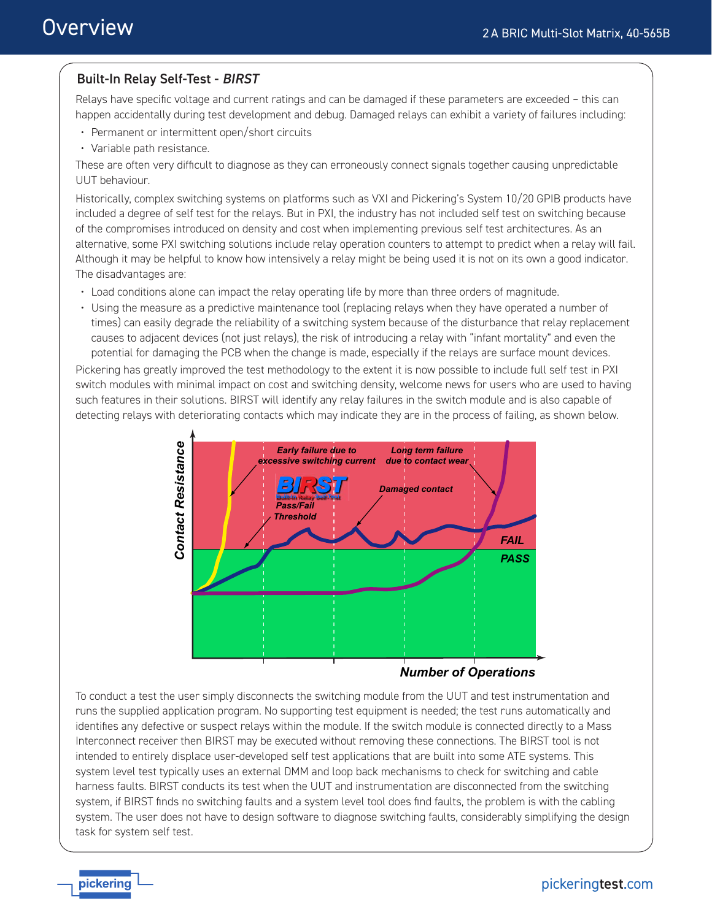## Built-In Relay Self-Test - *BIRST*

Relays have specific voltage and current ratings and can be damaged if these parameters are exceeded – this can happen accidentally during test development and debug. Damaged relays can exhibit a variety of failures including:

- Permanent or intermittent open/short circuits
- Variable path resistance.

These are often very difficult to diagnose as they can erroneously connect signals together causing unpredictable UUT behaviour.

Historically, complex switching systems on platforms such as VXI and Pickering's System 10/20 GPIB products have included a degree of self test for the relays. But in PXI, the industry has not included self test on switching because of the compromises introduced on density and cost when implementing previous self test architectures. As an alternative, some PXI switching solutions include relay operation counters to attempt to predict when a relay will fail. Although it may be helpful to know how intensively a relay might be being used it is not on its own a good indicator. The disadvantages are:

- Load conditions alone can impact the relay operating life by more than three orders of magnitude.
- Using the measure as a predictive maintenance tool (replacing relays when they have operated a number of times) can easily degrade the reliability of a switching system because of the disturbance that relay replacement causes to adjacent devices (not just relays), the risk of introducing a relay with "infant mortality" and even the potential for damaging the PCB when the change is made, especially if the relays are surface mount devices.

Pickering has greatly improved the test methodology to the extent it is now possible to include full self test in PXI switch modules with minimal impact on cost and switching density, welcome news for users who are used to having such features in their solutions. BIRST will identify any relay failures in the switch module and is also capable of detecting relays with deteriorating contacts which may indicate they are in the process of failing, as shown below.

*Contact Resistance* — *Number of Operations*

*Early failure due to excessive switching current* · *Long term failure due to contact wear* · *Damaged contact* · *BIRST Pass/Fail Threshold* · *FAIL* · *PASS*

To conduct a test the user simply disconnects the switching module from the UUT and test instrumentation and runs the supplied application program. No supporting test equipment is needed; the test runs automatically and identifies any defective or suspect relays within the module. If the switch module is connected directly to a Mass Interconnect receiver then BIRST may be executed without removing these connections. The BIRST tool is not intended to entirely displace user-developed self test applications that are built into some ATE systems. This system level test typically uses an external DMM and loop back mechanisms to check for switching and cable harness faults. BIRST conducts its test when the UUT and instrumentation are disconnected from the switching system, if BIRST finds no switching faults and a system level tool does find faults, the problem is with the cabling system. The user does not have to design software to diagnose switching faults, considerably simplifying the design task for system self test.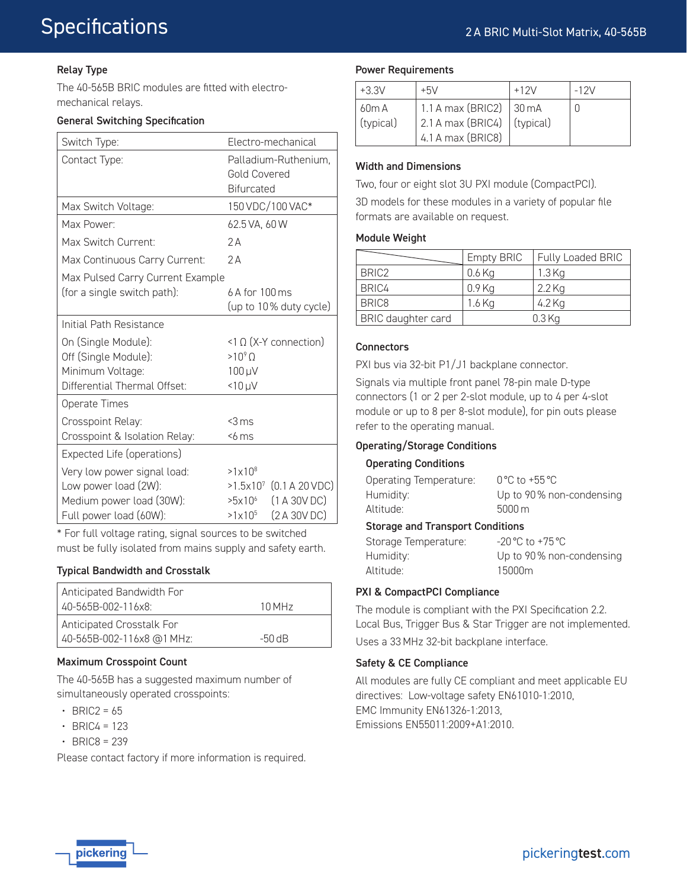# Specifications

2 A BRIC Multi-Slot Matrix, 40-565B

### Relay Type

The 40-565B BRIC modules are fitted with electro-mechanical relays.

### General Switching Specification

| | |
|---|---|
| Switch Type: | Electro-mechanical |
| Contact Type: | Palladium-Ruthenium, Gold Covered Bifurcated |
| Max Switch Voltage: | 150 VDC/100 VAC* |
| Max Power: | 62.5 VA, 60 W |
| Max Switch Current: | 2 A |
| Max Continuous Carry Current: | 2 A |
| Max Pulsed Carry Current Example (for a single switch path): | 6 A for 100 ms (up to 10% duty cycle) |
| **Initial Path Resistance** | |
| On (Single Module): | <1 Ω (X-Y connection) |
| Off (Single Module): | $>10^{9}$ Ω |
| Minimum Voltage: | 100 μV |
| Differential Thermal Offset: | <10 μV |
| **Operate Times** | |
| Crosspoint Relay: | <3 ms |
| Crosspoint & Isolation Relay: | <6 ms |
| **Expected Life (operations)** | |
| Very low power signal load: | $>1\times10^{8}$ |
| Low power load (2W): | $>1.5\times10^{7}$ (0.1 A 20 VDC) |
| Medium power load (30W): | $>5\times10^{6}$ (1 A 30V DC) |
| Full power load (60W): | $>1\times10^{5}$ (2 A 30V DC) |

* For full voltage rating, signal sources to be switched must be fully isolated from mains supply and safety earth.

### Typical Bandwidth and Crosstalk

| | |
|---|---|
| Anticipated Bandwidth For 40-565B-002-116x8: | 10 MHz |
| Anticipated Crosstalk For 40-565B-002-116x8 @1 MHz: | -50 dB |

### Maximum Crosspoint Count

The 40-565B has a suggested maximum number of simultaneously operated crosspoints:

- BRIC2 = 65
- BRIC4 = 123
- BRIC8 = 239

Please contact factory if more information is required.

### Power Requirements

| +3.3V | +5V | +12V | -12V |
|---|---|---|---|
| 60m A (typical) | 1.1 A max (BRIC2) 2.1 A max (BRIC4) 4.1 A max (BRIC8) | 30 mA (typical) | 0 |

### Width and Dimensions

Two, four or eight slot 3U PXI module (CompactPCI).

3D models for these modules in a variety of popular file formats are available on request.

### Module Weight

| | Empty BRIC | Fully Loaded BRIC |
|---|---|---|
| BRIC2 | 0.6 Kg | 1.3 Kg |
| BRIC4 | 0.9 Kg | 2.2 Kg |
| BRIC8 | 1.6 Kg | 4.2 Kg |
| BRIC daughter card | 0.3 Kg | |

### Connectors

PXI bus via 32-bit P1/J1 backplane connector.

Signals via multiple front panel 78-pin male D-type connectors (1 or 2 per 2-slot module, up to 4 per 4-slot module or up to 8 per 8-slot module), for pin outs please refer to the operating manual.

### Operating/Storage Conditions

#### Operating Conditions

| | |
|---|---|
| Operating Temperature: | 0 °C to +55 °C |
| Humidity: | Up to 90 % non-condensing |
| Altitude: | 5000 m |

#### Storage and Transport Conditions

| | |
|---|---|
| Storage Temperature: | -20 °C to +75 °C |
| Humidity: | Up to 90 % non-condensing |
| Altitude: | 15000m |

### PXI & CompactPCI Compliance

The module is compliant with the PXI Specification 2.2. Local Bus, Trigger Bus & Star Trigger are not implemented.

Uses a 33 MHz 32-bit backplane interface.

### Safety & CE Compliance

All modules are fully CE compliant and meet applicable EU directives: Low-voltage safety EN61010-1:2010,
EMC Immunity EN61326-1:2013,
Emissions EN55011:2009+A1:2010.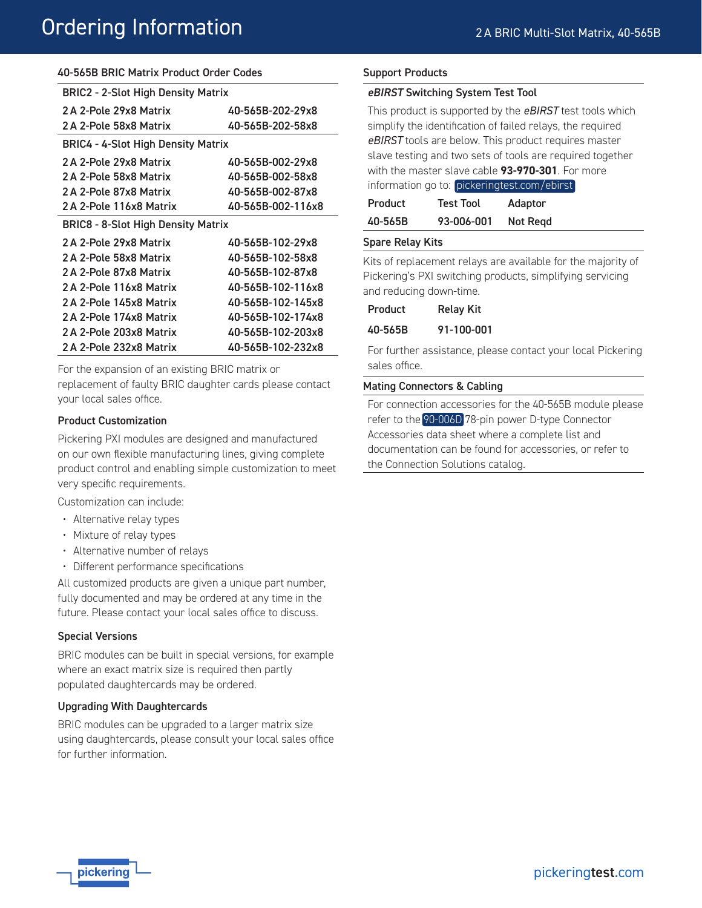# Ordering Information

## 40-565B BRIC Matrix Product Order Codes

| BRIC2 - 2-Slot High Density Matrix | |
|---|---|
| 2 A 2-Pole 29x8 Matrix | 40-565B-202-29x8 |
| 2 A 2-Pole 58x8 Matrix | 40-565B-202-58x8 |
| **BRIC4 - 4-Slot High Density Matrix** | |
| 2 A 2-Pole 29x8 Matrix | 40-565B-002-29x8 |
| 2 A 2-Pole 58x8 Matrix | 40-565B-002-58x8 |
| 2 A 2-Pole 87x8 Matrix | 40-565B-002-87x8 |
| 2 A 2-Pole 116x8 Matrix | 40-565B-002-116x8 |
| **BRIC8 - 8-Slot High Density Matrix** | |
| 2 A 2-Pole 29x8 Matrix | 40-565B-102-29x8 |
| 2 A 2-Pole 58x8 Matrix | 40-565B-102-58x8 |
| 2 A 2-Pole 87x8 Matrix | 40-565B-102-87x8 |
| 2 A 2-Pole 116x8 Matrix | 40-565B-102-116x8 |
| 2 A 2-Pole 145x8 Matrix | 40-565B-102-145x8 |
| 2 A 2-Pole 174x8 Matrix | 40-565B-102-174x8 |
| 2 A 2-Pole 203x8 Matrix | 40-565B-102-203x8 |
| 2 A 2-Pole 232x8 Matrix | 40-565B-102-232x8 |

For the expansion of an existing BRIC matrix or replacement of faulty BRIC daughter cards please contact your local sales office.

### Product Customization

Pickering PXI modules are designed and manufactured on our own flexible manufacturing lines, giving complete product control and enabling simple customization to meet very specific requirements.

Customization can include:

- Alternative relay types
- Mixture of relay types
- Alternative number of relays
- Different performance specifications

All customized products are given a unique part number, fully documented and may be ordered at any time in the future. Please contact your local sales office to discuss.

### Special Versions

BRIC modules can be built in special versions, for example where an exact matrix size is required then partly populated daughtercards may be ordered.

### Upgrading With Daughtercards

BRIC modules can be upgraded to a larger matrix size using daughtercards, please consult your local sales office for further information.

## Support Products

### *eBIRST* Switching System Test Tool

This product is supported by the *eBIRST* test tools which simplify the identification of failed relays, the required *eBIRST* tools are below. This product requires master slave testing and two sets of tools are required together with the master slave cable **93-970-301**. For more information go to: pickeringtest.com/ebirst

| Product | Test Tool | Adaptor |
|---|---|---|
| 40-565B | 93-006-001 | Not Reqd |

### Spare Relay Kits

Kits of replacement relays are available for the majority of Pickering's PXI switching products, simplifying servicing and reducing down-time.

| Product | Relay Kit |
|---|---|
| 40-565B | 91-100-001 |

For further assistance, please contact your local Pickering sales office.

### Mating Connectors & Cabling

For connection accessories for the 40-565B module please refer to the 90-006D 78-pin power D-type Connector Accessories data sheet where a complete list and documentation can be found for accessories, or refer to the Connection Solutions catalog.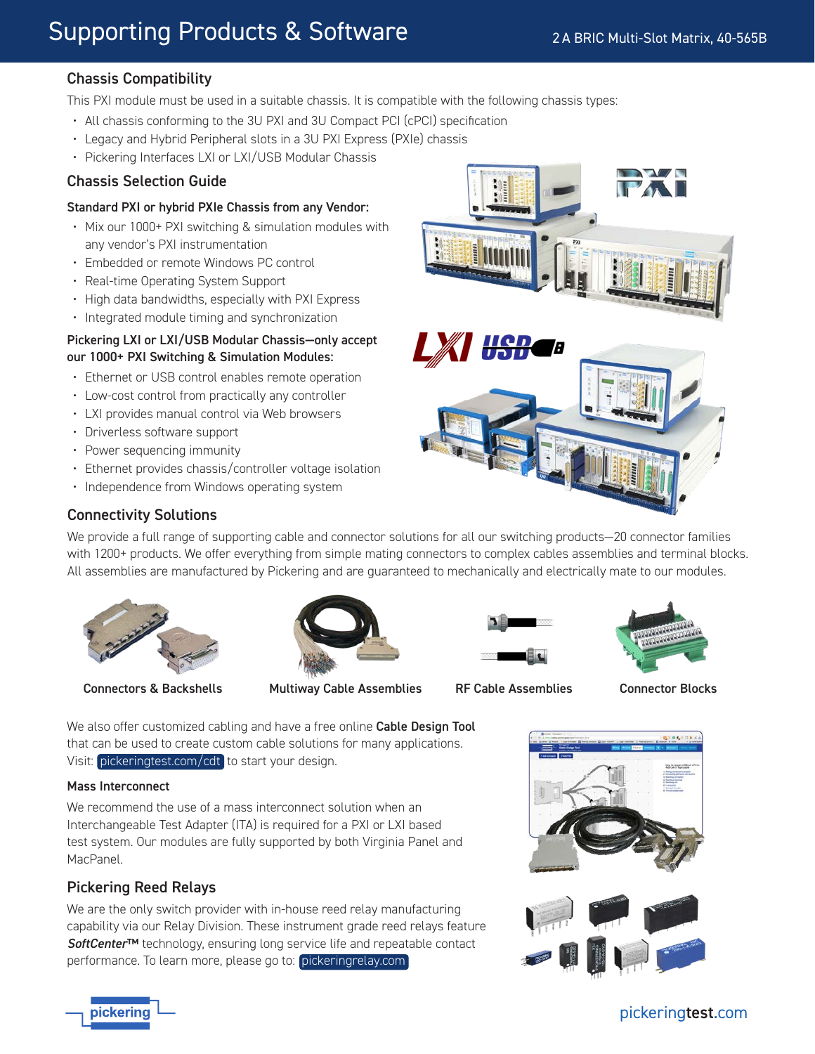# Supporting Products & Software

## Chassis Compatibility

This PXI module must be used in a suitable chassis. It is compatible with the following chassis types:

- All chassis conforming to the 3U PXI and 3U Compact PCI (cPCI) specification
- Legacy and Hybrid Peripheral slots in a 3U PXI Express (PXIe) chassis
- Pickering Interfaces LXI or LXI/USB Modular Chassis

## Chassis Selection Guide

### Standard PXI or hybrid PXIe Chassis from any Vendor:

- Mix our 1000+ PXI switching & simulation modules with any vendor's PXI instrumentation
- Embedded or remote Windows PC control
- Real-time Operating System Support
- High data bandwidths, especially with PXI Express
- Integrated module timing and synchronization

### Pickering LXI or LXI/USB Modular Chassis—only accept our 1000+ PXI Switching & Simulation Modules:

- Ethernet or USB control enables remote operation
- Low-cost control from practically any controller
- LXI provides manual control via Web browsers
- Driverless software support
- Power sequencing immunity
- Ethernet provides chassis/controller voltage isolation
- Independence from Windows operating system

## Connectivity Solutions

We provide a full range of supporting cable and connector solutions for all our switching products—20 connector families with 1200+ products. We offer everything from simple mating connectors to complex cables assemblies and terminal blocks. All assemblies are manufactured by Pickering and are guaranteed to mechanically and electrically mate to our modules.

**Connectors & Backshells** | **Multiway Cable Assemblies** | **RF Cable Assemblies** | **Connector Blocks**

We also offer customized cabling and have a free online **Cable Design Tool** that can be used to create custom cable solutions for many applications. Visit: pickeringtest.com/cdt to start your design.

### Mass Interconnect

We recommend the use of a mass interconnect solution when an Interchangeable Test Adapter (ITA) is required for a PXI or LXI based test system. Our modules are fully supported by both Virginia Panel and MacPanel.

## Pickering Reed Relays

We are the only switch provider with in-house reed relay manufacturing capability via our Relay Division. These instrument grade reed relays feature ***SoftCenter™*** technology, ensuring long service life and repeatable contact performance. To learn more, please go to: pickeringrelay.com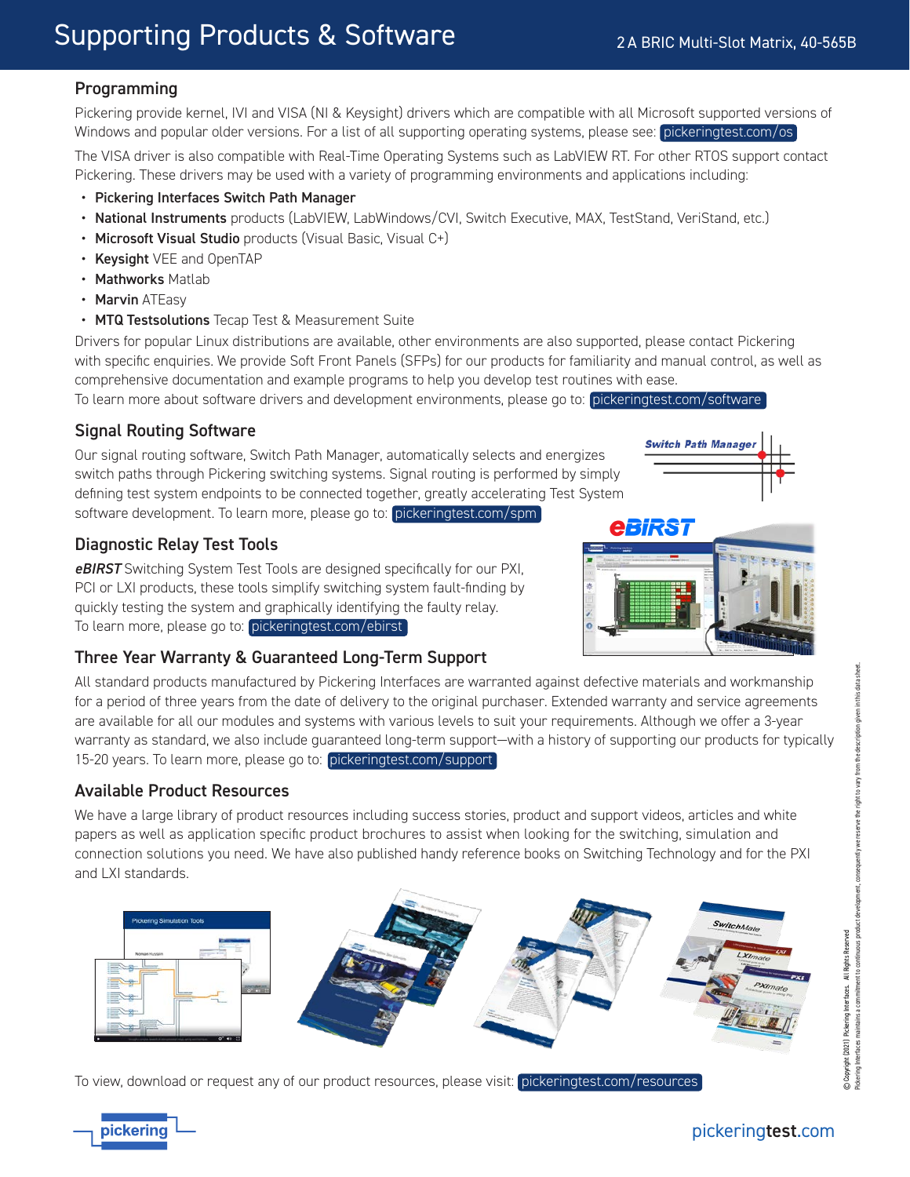# Supporting Products & Software

## Programming

Pickering provide kernel, IVI and VISA (NI & Keysight) drivers which are compatible with all Microsoft supported versions of Windows and popular older versions. For a list of all supporting operating systems, please see: pickeringtest.com/os

The VISA driver is also compatible with Real-Time Operating Systems such as LabVIEW RT. For other RTOS support contact Pickering. These drivers may be used with a variety of programming environments and applications including:

- **Pickering Interfaces Switch Path Manager**
- **National Instruments** products (LabVIEW, LabWindows/CVI, Switch Executive, MAX, TestStand, VeriStand, etc.)
- **Microsoft Visual Studio** products (Visual Basic, Visual C+)
- **Keysight** VEE and OpenTAP
- **Mathworks** Matlab
- **Marvin** ATEasy
- **MTQ Testsolutions** Tecap Test & Measurement Suite

Drivers for popular Linux distributions are available, other environments are also supported, please contact Pickering with specific enquiries. We provide Soft Front Panels (SFPs) for our products for familiarity and manual control, as well as comprehensive documentation and example programs to help you develop test routines with ease.

To learn more about software drivers and development environments, please go to: pickeringtest.com/software

## Signal Routing Software

Our signal routing software, Switch Path Manager, automatically selects and energizes switch paths through Pickering switching systems. Signal routing is performed by simply defining test system endpoints to be connected together, greatly accelerating Test System software development. To learn more, please go to: pickeringtest.com/spm

## Diagnostic Relay Test Tools

*eBIRST* Switching System Test Tools are designed specifically for our PXI, PCI or LXI products, these tools simplify switching system fault-finding by quickly testing the system and graphically identifying the faulty relay. To learn more, please go to: pickeringtest.com/ebirst

## Three Year Warranty & Guaranteed Long-Term Support

All standard products manufactured by Pickering Interfaces are warranted against defective materials and workmanship for a period of three years from the date of delivery to the original purchaser. Extended warranty and service agreements are available for all our modules and systems with various levels to suit your requirements. Although we offer a 3-year warranty as standard, we also include guaranteed long-term support—with a history of supporting our products for typically 15-20 years. To learn more, please go to: pickeringtest.com/support

## Available Product Resources

We have a large library of product resources including success stories, product and support videos, articles and white papers as well as application specific product brochures to assist when looking for the switching, simulation and connection solutions you need. We have also published handy reference books on Switching Technology and for the PXI and LXI standards.

To view, download or request any of our product resources, please visit: pickeringtest.com/resources

© Copyright (2021) Pickering Interfaces. All Rights Reserved
Pickering Interfaces maintains a commitment to continuous product development, consequently we reserve the right to vary from the description given in this data sheet.